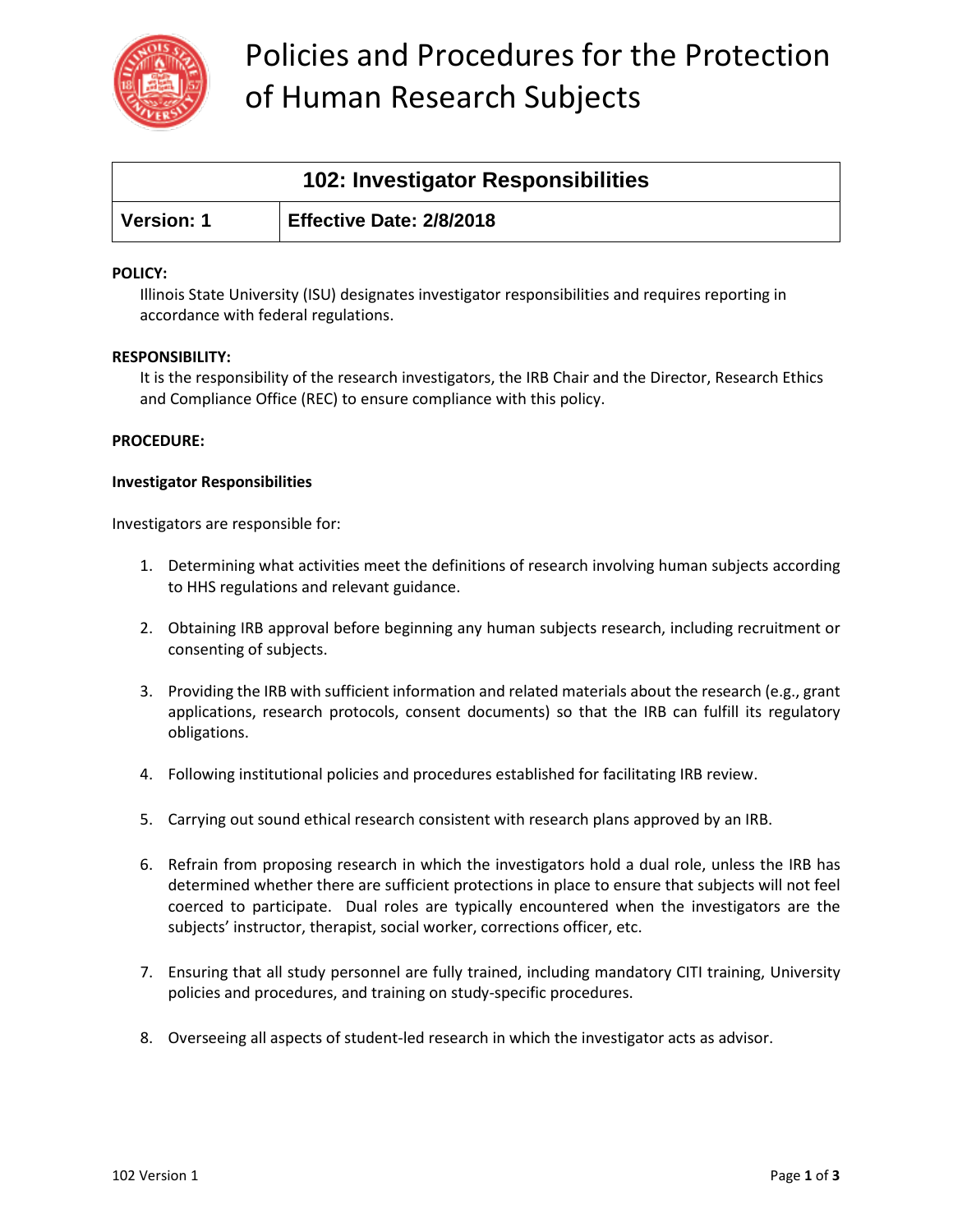# Policies and Procedures for the Protection of Human Research Subjects

| 102: Investigator Responsibilities | |
|---|---|
| **Version: 1** | **Effective Date: 2/8/2018** |

**POLICY:**

Illinois State University (ISU) designates investigator responsibilities and requires reporting in accordance with federal regulations.

**RESPONSIBILITY:**

It is the responsibility of the research investigators, the IRB Chair and the Director, Research Ethics and Compliance Office (REC) to ensure compliance with this policy.

**PROCEDURE:**

**Investigator Responsibilities**

Investigators are responsible for:

1. Determining what activities meet the definitions of research involving human subjects according to HHS regulations and relevant guidance.

2. Obtaining IRB approval before beginning any human subjects research, including recruitment or consenting of subjects.

3. Providing the IRB with sufficient information and related materials about the research (e.g., grant applications, research protocols, consent documents) so that the IRB can fulfill its regulatory obligations.

4. Following institutional policies and procedures established for facilitating IRB review.

5. Carrying out sound ethical research consistent with research plans approved by an IRB.

6. Refrain from proposing research in which the investigators hold a dual role, unless the IRB has determined whether there are sufficient protections in place to ensure that subjects will not feel coerced to participate. Dual roles are typically encountered when the investigators are the subjects' instructor, therapist, social worker, corrections officer, etc.

7. Ensuring that all study personnel are fully trained, including mandatory CITI training, University policies and procedures, and training on study-specific procedures.

8. Overseeing all aspects of student-led research in which the investigator acts as advisor.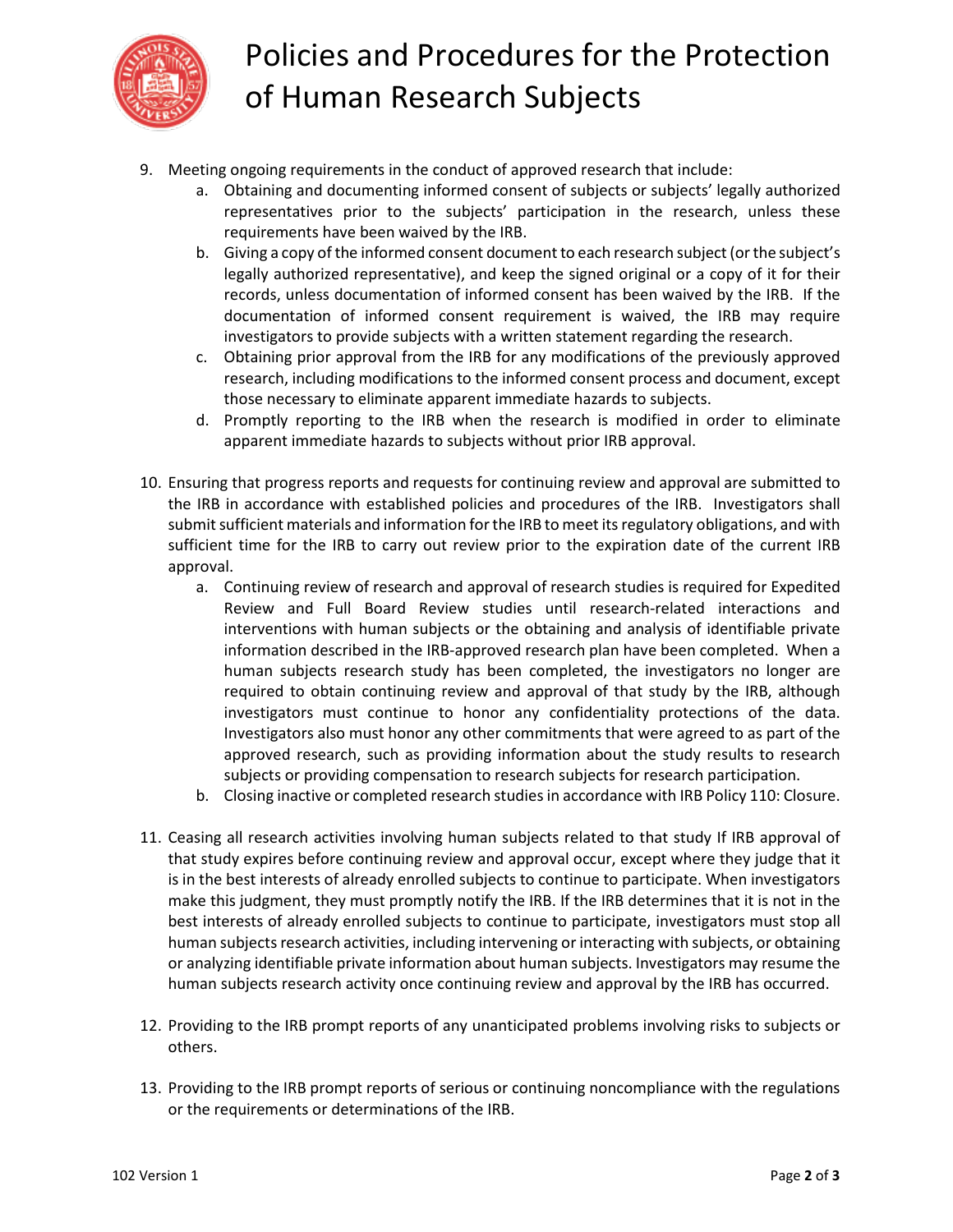9. Meeting ongoing requirements in the conduct of approved research that include:
    a. Obtaining and documenting informed consent of subjects or subjects' legally authorized representatives prior to the subjects' participation in the research, unless these requirements have been waived by the IRB.
    b. Giving a copy of the informed consent document to each research subject (or the subject's legally authorized representative), and keep the signed original or a copy of it for their records, unless documentation of informed consent has been waived by the IRB. If the documentation of informed consent requirement is waived, the IRB may require investigators to provide subjects with a written statement regarding the research.
    c. Obtaining prior approval from the IRB for any modifications of the previously approved research, including modifications to the informed consent process and document, except those necessary to eliminate apparent immediate hazards to subjects.
    d. Promptly reporting to the IRB when the research is modified in order to eliminate apparent immediate hazards to subjects without prior IRB approval.

10. Ensuring that progress reports and requests for continuing review and approval are submitted to the IRB in accordance with established policies and procedures of the IRB. Investigators shall submit sufficient materials and information for the IRB to meet its regulatory obligations, and with sufficient time for the IRB to carry out review prior to the expiration date of the current IRB approval.
    a. Continuing review of research and approval of research studies is required for Expedited Review and Full Board Review studies until research-related interactions and interventions with human subjects or the obtaining and analysis of identifiable private information described in the IRB-approved research plan have been completed. When a human subjects research study has been completed, the investigators no longer are required to obtain continuing review and approval of that study by the IRB, although investigators must continue to honor any confidentiality protections of the data. Investigators also must honor any other commitments that were agreed to as part of the approved research, such as providing information about the study results to research subjects or providing compensation to research subjects for research participation.
    b. Closing inactive or completed research studies in accordance with IRB Policy 110: Closure.

11. Ceasing all research activities involving human subjects related to that study If IRB approval of that study expires before continuing review and approval occur, except where they judge that it is in the best interests of already enrolled subjects to continue to participate. When investigators make this judgment, they must promptly notify the IRB. If the IRB determines that it is not in the best interests of already enrolled subjects to continue to participate, investigators must stop all human subjects research activities, including intervening or interacting with subjects, or obtaining or analyzing identifiable private information about human subjects. Investigators may resume the human subjects research activity once continuing review and approval by the IRB has occurred.

12. Providing to the IRB prompt reports of any unanticipated problems involving risks to subjects or others.

13. Providing to the IRB prompt reports of serious or continuing noncompliance with the regulations or the requirements or determinations of the IRB.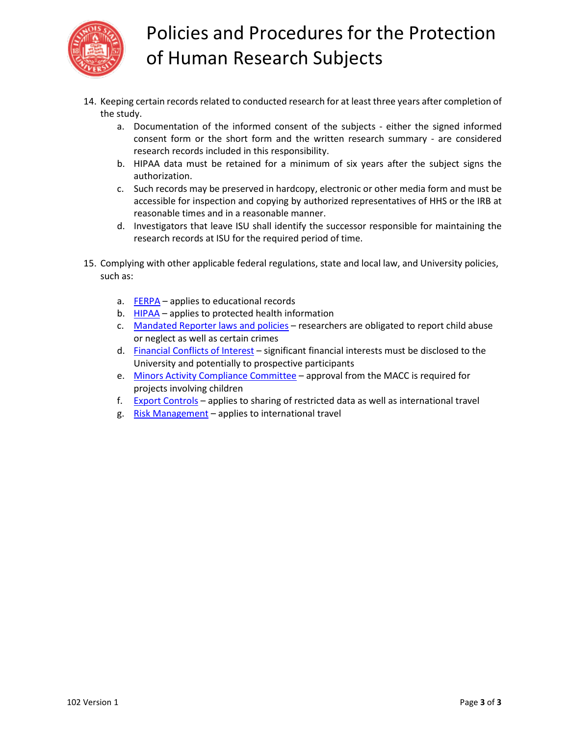14. Keeping certain records related to conducted research for at least three years after completion of the study.
    a. Documentation of the informed consent of the subjects - either the signed informed consent form or the short form and the written research summary - are considered research records included in this responsibility.
    b. HIPAA data must be retained for a minimum of six years after the subject signs the authorization.
    c. Such records may be preserved in hardcopy, electronic or other media form and must be accessible for inspection and copying by authorized representatives of HHS or the IRB at reasonable times and in a reasonable manner.
    d. Investigators that leave ISU shall identify the successor responsible for maintaining the research records at ISU for the required period of time.

15. Complying with other applicable federal regulations, state and local law, and University policies, such as:

    a. FERPA – applies to educational records
    b. HIPAA – applies to protected health information
    c. Mandated Reporter laws and policies – researchers are obligated to report child abuse or neglect as well as certain crimes
    d. Financial Conflicts of Interest – significant financial interests must be disclosed to the University and potentially to prospective participants
    e. Minors Activity Compliance Committee – approval from the MACC is required for projects involving children
    f. Export Controls – applies to sharing of restricted data as well as international travel
    g. Risk Management – applies to international travel